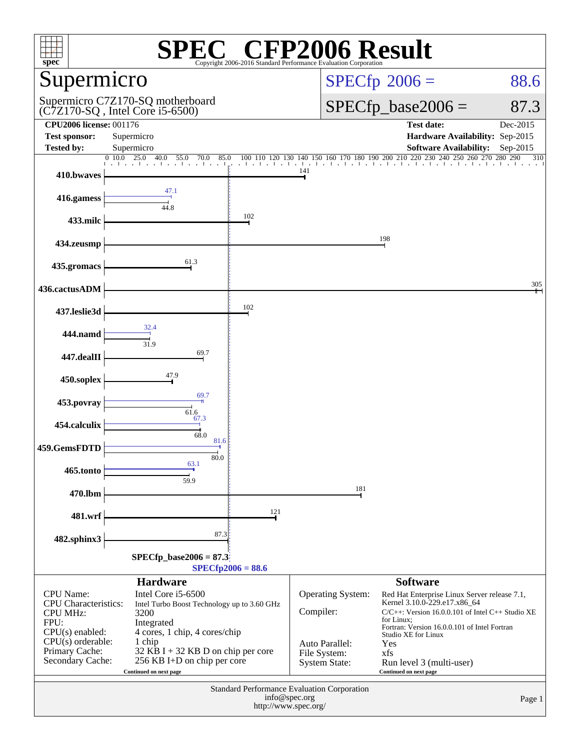# SPEC® CFP2006 Result

Copyright 2006-2016 Standard Performance Evaluation Corporation

## Supermicro

Supermicro C7Z170-SQ motherboard
(C7Z170-SQ , Intel Core i5-6500)

SPECfp 2006 = 88.6

SPECfp_base2006 = 87.3

| | | | |
|---|---|---|---|
| **CPU2006 license:** | 001176 | **Test date:** | Dec-2015 |
| **Test sponsor:** | Supermicro | **Hardware Availability:** | Sep-2015 |
| **Tested by:** | Supermicro | **Software Availability:** | Sep-2015 |

| Benchmark | Base | Peak |
|---|---|---|
| 410.bwaves | 141 | |
| 416.gamess | 44.8 | 47.1 |
| 433.milc | 102 | |
| 434.zeusmp | 198 | |
| 435.gromacs | 61.3 | |
| 436.cactusADM | 305 | |
| 437.leslie3d | 102 | |
| 444.namd | 31.9 | 32.4 |
| 447.dealII | 69.7 | |
| 450.soplex | 47.9 | |
| 453.povray | 61.6 | 69.7 |
| 454.calculix | 68.0 | 67.3 |
| 459.GemsFDTD | 80.0 | 81.6 |
| 465.tonto | 59.9 | 63.1 |
| 470.lbm | 181 | |
| 481.wrf | 121 | |
| 482.sphinx3 | 87.3 | |

SPECfp_base2006 = 87.3

SPECfp2006 = 88.6

### Hardware

| | |
|---|---|
| CPU Name: | Intel Core i5-6500 |
| CPU Characteristics: | Intel Turbo Boost Technology up to 3.60 GHz |
| CPU MHz: | 3200 |
| FPU: | Integrated |
| CPU(s) enabled: | 4 cores, 1 chip, 4 cores/chip |
| CPU(s) orderable: | 1 chip |
| Primary Cache: | 32 KB I + 32 KB D on chip per core |
| Secondary Cache: | 256 KB I+D on chip per core |

Continued on next page

### Software

| | |
|---|---|
| Operating System: | Red Hat Enterprise Linux Server release 7.1, Kernel 3.10.0-229.el7.x86_64 |
| Compiler: | C/C++: Version 16.0.0.101 of Intel C++ Studio XE for Linux; Fortran: Version 16.0.0.101 of Intel Fortran Studio XE for Linux |
| Auto Parallel: | Yes |
| File System: | xfs |
| System State: | Run level 3 (multi-user) |

Continued on next page

Standard Performance Evaluation Corporation
info@spec.org
http://www.spec.org/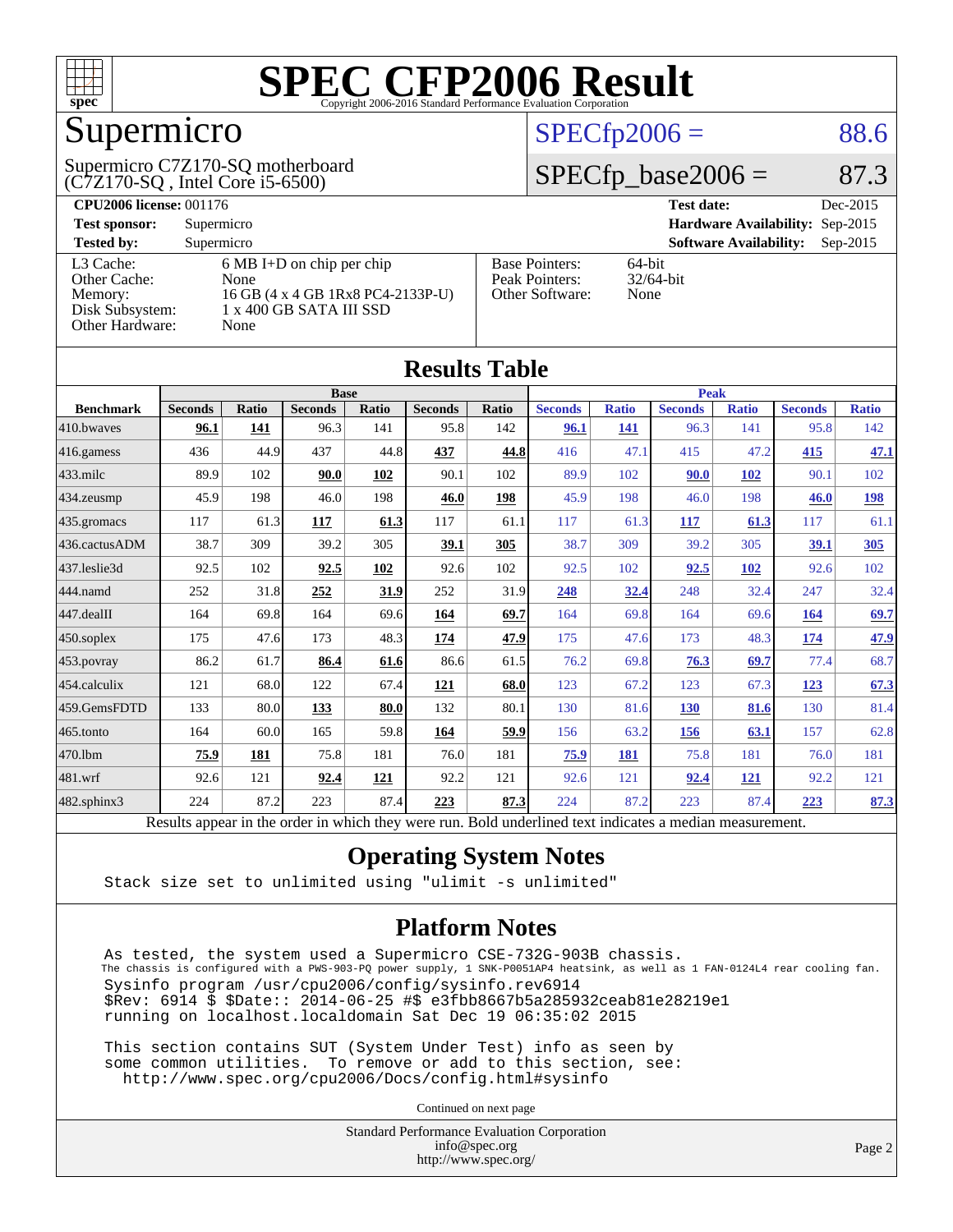# SPEC CFP2006 Result

Copyright 2006-2016 Standard Performance Evaluation Corporation

# Supermicro

Supermicro C7Z170-SQ motherboard (C7Z170-SQ , Intel Core i5-6500)

SPECfp2006 = 88.6

SPECfp_base2006 = 87.3

| | | | |
|---|---|---|---|
| **CPU2006 license:** | 001176 | **Test date:** | Dec-2015 |
| **Test sponsor:** | Supermicro | **Hardware Availability:** | Sep-2015 |
| **Tested by:** | Supermicro | **Software Availability:** | Sep-2015 |

| | | | |
|---|---|---|---|
| L3 Cache: | 6 MB I+D on chip per chip | Base Pointers: | 64-bit |
| Other Cache: | None | Peak Pointers: | 32/64-bit |
| Memory: | 16 GB (4 x 4 GB 1Rx8 PC4-2133P-U) | Other Software: | None |
| Disk Subsystem: | 1 x 400 GB SATA III SSD | | |
| Other Hardware: | None | | |

## Results Table

| | Base | | | | | | Peak | | | | | |
|---|---|---|---|---|---|---|---|---|---|---|---|---|
| **Benchmark** | **Seconds** | **Ratio** | **Seconds** | **Ratio** | **Seconds** | **Ratio** | **Seconds** | **Ratio** | **Seconds** | **Ratio** | **Seconds** | **Ratio** |
| 410.bwaves | **96.1** | **141** | 96.3 | 141 | 95.8 | 142 | **96.1** | **141** | 96.3 | 141 | 95.8 | 142 |
| 416.gamess | 436 | 44.9 | 437 | 44.8 | **437** | **44.8** | 416 | 47.1 | 415 | 47.2 | **415** | **47.1** |
| 433.milc | 89.9 | 102 | **90.0** | **102** | 90.1 | 102 | 89.9 | 102 | **90.0** | **102** | 90.1 | 102 |
| 434.zeusmp | 45.9 | 198 | 46.0 | 198 | **46.0** | **198** | 45.9 | 198 | 46.0 | 198 | **46.0** | **198** |
| 435.gromacs | 117 | 61.3 | **117** | **61.3** | 117 | 61.1 | 117 | 61.3 | **117** | **61.3** | 117 | 61.1 |
| 436.cactusADM | 38.7 | 309 | 39.2 | 305 | **39.1** | **305** | 38.7 | 309 | 39.2 | 305 | **39.1** | **305** |
| 437.leslie3d | 92.5 | 102 | **92.5** | **102** | 92.6 | 102 | 92.5 | 102 | **92.5** | **102** | 92.6 | 102 |
| 444.namd | 252 | 31.8 | **252** | **31.9** | 252 | 31.9 | **248** | **32.4** | 248 | 32.4 | 247 | 32.4 |
| 447.dealII | 164 | 69.8 | 164 | 69.6 | **164** | **69.7** | 164 | 69.8 | 164 | 69.6 | **164** | **69.7** |
| 450.soplex | 175 | 47.6 | 173 | 48.3 | **174** | **47.9** | 175 | 47.6 | 173 | 48.3 | **174** | **47.9** |
| 453.povray | 86.2 | 61.7 | **86.4** | **61.6** | 86.6 | 61.5 | 76.2 | 69.8 | **76.3** | **69.7** | 77.4 | 68.7 |
| 454.calculix | 121 | 68.0 | 122 | 67.4 | **121** | **68.0** | 123 | 67.2 | 123 | 67.3 | **123** | **67.3** |
| 459.GemsFDTD | 133 | 80.0 | **133** | **80.0** | 132 | 80.1 | 130 | 81.6 | **130** | **81.6** | 130 | 81.4 |
| 465.tonto | 164 | 60.0 | 165 | 59.8 | **164** | **59.9** | 156 | 63.2 | **156** | **63.1** | 157 | 62.8 |
| 470.lbm | **75.9** | **181** | 75.8 | 181 | 76.0 | 181 | **75.9** | **181** | 75.8 | 181 | 76.0 | 181 |
| 481.wrf | 92.6 | 121 | **92.4** | **121** | 92.2 | 121 | 92.6 | 121 | **92.4** | **121** | 92.2 | 121 |
| 482.sphinx3 | 224 | 87.2 | 223 | 87.4 | **223** | **87.3** | 224 | 87.2 | 223 | 87.4 | **223** | **87.3** |

Results appear in the order in which they were run. Bold underlined text indicates a median measurement.

## Operating System Notes

```
Stack size set to unlimited using "ulimit -s unlimited"
```

## Platform Notes

```
As tested, the system used a Supermicro CSE-732G-903B chassis.
The chassis is configured with a PWS-903-PQ power supply, 1 SNK-P0051AP4 heatsink, as well as 1 FAN-0124L4 rear cooling fan.
Sysinfo program /usr/cpu2006/config/sysinfo.rev6914
$Rev: 6914 $ $Date:: 2014-06-25 #$ e3fbb8667b5a285932ceab81e28219e1
running on localhost.localdomain Sat Dec 19 06:35:02 2015

This section contains SUT (System Under Test) info as seen by
some common utilities.  To remove or add to this section, see:
  http://www.spec.org/cpu2006/Docs/config.html#sysinfo
```

Continued on next page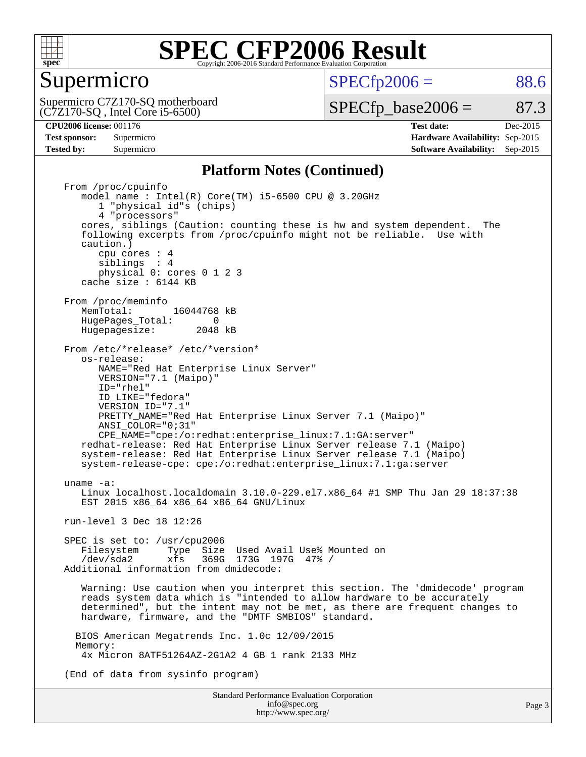# SPEC CFP2006 Result

Copyright 2006-2016 Standard Performance Evaluation Corporation

## Supermicro

Supermicro C7Z170-SQ motherboard
(C7Z170-SQ , Intel Core i5-6500)

SPECfp2006 = 88.6

SPECfp_base2006 = 87.3

| | | | |
|---|---|---|---|
| **CPU2006 license:** 001176 | | **Test date:** | Dec-2015 |
| **Test sponsor:** | Supermicro | **Hardware Availability:** | Sep-2015 |
| **Tested by:** | Supermicro | **Software Availability:** | Sep-2015 |

### Platform Notes (Continued)

```
From /proc/cpuinfo
   model name : Intel(R) Core(TM) i5-6500 CPU @ 3.20GHz
      1 "physical id"s (chips)
      4 "processors"
   cores, siblings (Caution: counting these is hw and system dependent.  The
   following excerpts from /proc/cpuinfo might not be reliable.  Use with
   caution.)
      cpu cores : 4
      siblings  : 4
      physical 0: cores 0 1 2 3
   cache size : 6144 KB

From /proc/meminfo
   MemTotal:       16044768 kB
   HugePages_Total:       0
   Hugepagesize:       2048 kB

From /etc/*release* /etc/*version*
   os-release:
      NAME="Red Hat Enterprise Linux Server"
      VERSION="7.1 (Maipo)"
      ID="rhel"
      ID_LIKE="fedora"
      VERSION_ID="7.1"
      PRETTY_NAME="Red Hat Enterprise Linux Server 7.1 (Maipo)"
      ANSI_COLOR="0;31"
      CPE_NAME="cpe:/o:redhat:enterprise_linux:7.1:GA:server"
   redhat-release: Red Hat Enterprise Linux Server release 7.1 (Maipo)
   system-release: Red Hat Enterprise Linux Server release 7.1 (Maipo)
   system-release-cpe: cpe:/o:redhat:enterprise_linux:7.1:ga:server

uname -a:
   Linux localhost.localdomain 3.10.0-229.el7.x86_64 #1 SMP Thu Jan 29 18:37:38
   EST 2015 x86_64 x86_64 x86_64 GNU/Linux

run-level 3 Dec 18 12:26

SPEC is set to: /usr/cpu2006
   Filesystem     Type  Size  Used Avail Use% Mounted on
   /dev/sda2      xfs   369G  173G  197G  47% /
Additional information from dmidecode:

   Warning: Use caution when you interpret this section. The 'dmidecode' program
   reads system data which is "intended to allow hardware to be accurately
   determined", but the intent may not be met, as there are frequent changes to
   hardware, firmware, and the "DMTF SMBIOS" standard.

  BIOS American Megatrends Inc. 1.0c 12/09/2015
  Memory:
   4x Micron 8ATF51264AZ-2G1A2 4 GB 1 rank 2133 MHz

(End of data from sysinfo program)
```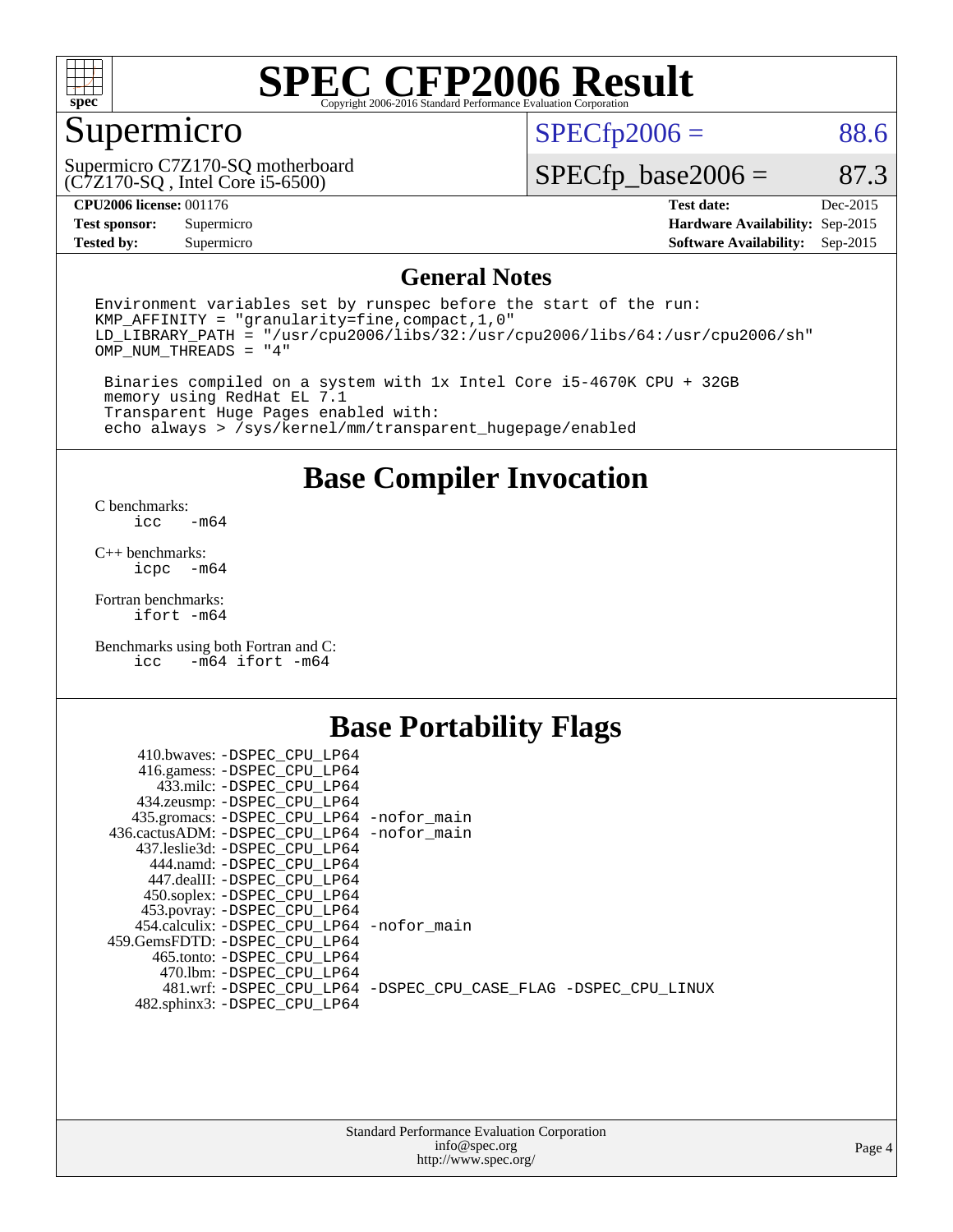# SPEC CFP2006 Result

Copyright 2006-2016 Standard Performance Evaluation Corporation

## Supermicro

Supermicro C7Z170-SQ motherboard (C7Z170-SQ , Intel Core i5-6500)

SPECfp2006 = 88.6

SPECfp_base2006 = 87.3

| | | | |
|---|---|---|---|
| **CPU2006 license:** | 001176 | **Test date:** | Dec-2015 |
| **Test sponsor:** | Supermicro | **Hardware Availability:** | Sep-2015 |
| **Tested by:** | Supermicro | **Software Availability:** | Sep-2015 |

## General Notes

```
Environment variables set by runspec before the start of the run:
KMP_AFFINITY = "granularity=fine,compact,1,0"
LD_LIBRARY_PATH = "/usr/cpu2006/libs/32:/usr/cpu2006/libs/64:/usr/cpu2006/sh"
OMP_NUM_THREADS = "4"

 Binaries compiled on a system with 1x Intel Core i5-4670K CPU + 32GB
 memory using RedHat EL 7.1
 Transparent Huge Pages enabled with:
 echo always > /sys/kernel/mm/transparent_hugepage/enabled
```

## Base Compiler Invocation

C benchmarks:
```
icc   -m64
```

C++ benchmarks:
```
icpc  -m64
```

Fortran benchmarks:
```
ifort -m64
```

Benchmarks using both Fortran and C:
```
icc   -m64 ifort -m64
```

## Base Portability Flags

```
     410.bwaves: -DSPEC_CPU_LP64
     416.gamess: -DSPEC_CPU_LP64
       433.milc: -DSPEC_CPU_LP64
     434.zeusmp: -DSPEC_CPU_LP64
    435.gromacs: -DSPEC_CPU_LP64 -nofor_main
 436.cactusADM: -DSPEC_CPU_LP64 -nofor_main
    437.leslie3d: -DSPEC_CPU_LP64
       444.namd: -DSPEC_CPU_LP64
     447.dealII: -DSPEC_CPU_LP64
     450.soplex: -DSPEC_CPU_LP64
     453.povray: -DSPEC_CPU_LP64
   454.calculix: -DSPEC_CPU_LP64 -nofor_main
 459.GemsFDTD: -DSPEC_CPU_LP64
      465.tonto: -DSPEC_CPU_LP64
        470.lbm: -DSPEC_CPU_LP64
        481.wrf: -DSPEC_CPU_LP64 -DSPEC_CPU_CASE_FLAG -DSPEC_CPU_LINUX
    482.sphinx3: -DSPEC_CPU_LP64
```

Standard Performance Evaluation Corporation
info@spec.org
http://www.spec.org/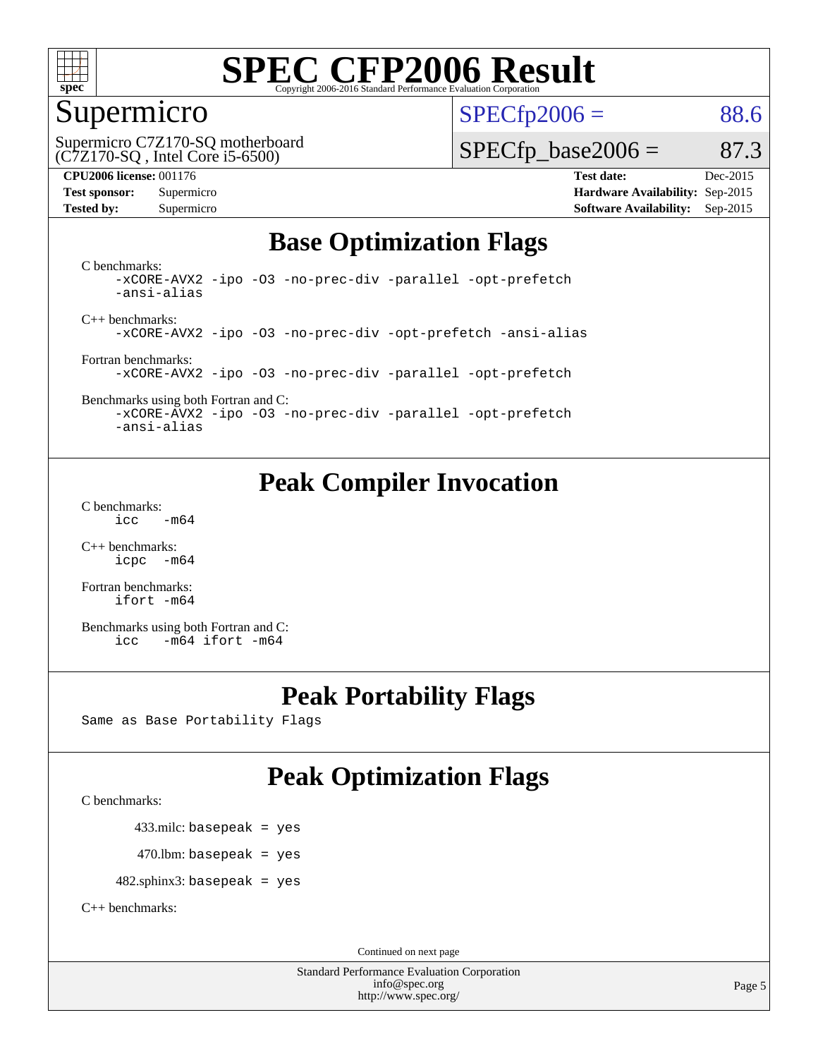# SPEC CFP2006 Result

Copyright 2006-2016 Standard Performance Evaluation Corporation

## Supermicro

Supermicro C7Z170-SQ motherboard
(C7Z170-SQ , Intel Core i5-6500)

SPECfp2006 = 88.6

SPECfp_base2006 = 87.3

**CPU2006 license:** 001176
**Test sponsor:** Supermicro
**Tested by:** Supermicro

**Test date:** Dec-2015
**Hardware Availability:** Sep-2015
**Software Availability:** Sep-2015

## Base Optimization Flags

C benchmarks:
```
-xCORE-AVX2 -ipo -O3 -no-prec-div -parallel -opt-prefetch
-ansi-alias
```

C++ benchmarks:
```
-xCORE-AVX2 -ipo -O3 -no-prec-div -opt-prefetch -ansi-alias
```

Fortran benchmarks:
```
-xCORE-AVX2 -ipo -O3 -no-prec-div -parallel -opt-prefetch
```

Benchmarks using both Fortran and C:
```
-xCORE-AVX2 -ipo -O3 -no-prec-div -parallel -opt-prefetch
-ansi-alias
```

## Peak Compiler Invocation

C benchmarks:
```
icc   -m64
```

C++ benchmarks:
```
icpc  -m64
```

Fortran benchmarks:
```
ifort -m64
```

Benchmarks using both Fortran and C:
```
icc   -m64 ifort -m64
```

## Peak Portability Flags

Same as Base Portability Flags

## Peak Optimization Flags

C benchmarks:

433.milc: basepeak = yes

470.lbm: basepeak = yes

482.sphinx3: basepeak = yes

C++ benchmarks:

Continued on next page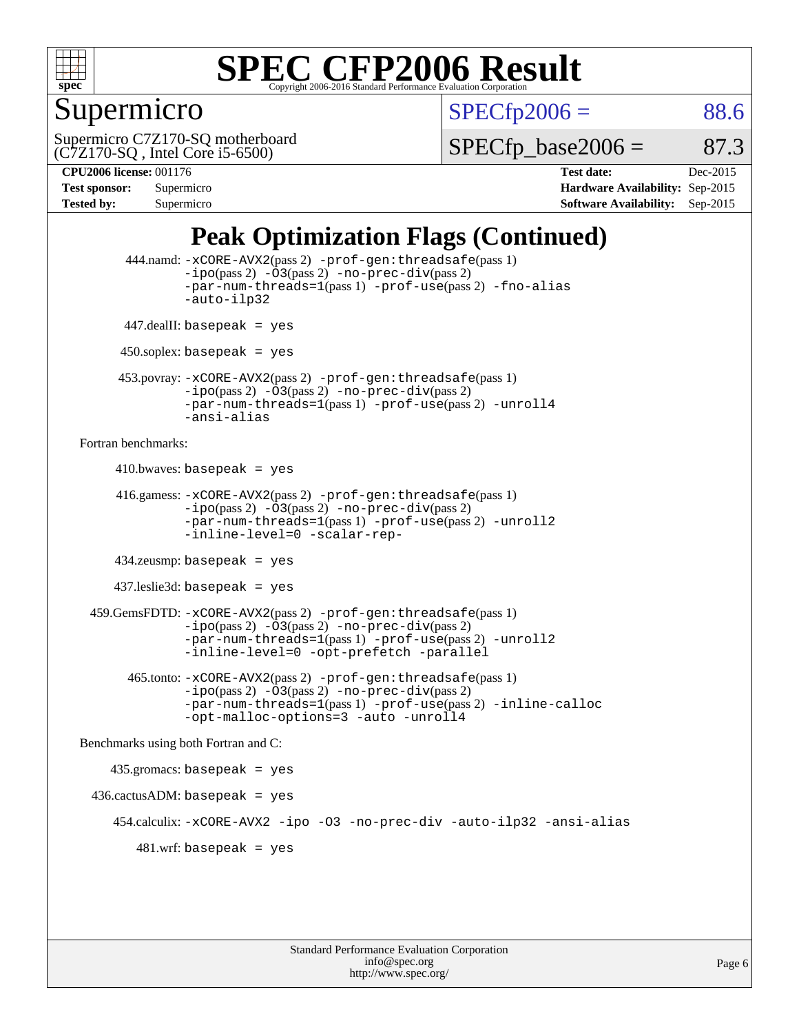# SPEC CFP2006 Result

Copyright 2006-2016 Standard Performance Evaluation Corporation

## Supermicro

Supermicro C7Z170-SQ motherboard
(C7Z170-SQ , Intel Core i5-6500)

SPECfp2006 = 88.6

SPECfp_base2006 = 87.3

**CPU2006 license:** 001176
**Test sponsor:** Supermicro
**Tested by:** Supermicro

**Test date:** Dec-2015
**Hardware Availability:** Sep-2015
**Software Availability:** Sep-2015

## Peak Optimization Flags (Continued)

444.namd: -xCORE-AVX2(pass 2) -prof-gen:threadsafe(pass 1) -ipo(pass 2) -O3(pass 2) -no-prec-div(pass 2) -par-num-threads=1(pass 1) -prof-use(pass 2) -fno-alias -auto-ilp32

447.dealII: basepeak = yes

450.soplex: basepeak = yes

453.povray: -xCORE-AVX2(pass 2) -prof-gen:threadsafe(pass 1) -ipo(pass 2) -O3(pass 2) -no-prec-div(pass 2) -par-num-threads=1(pass 1) -prof-use(pass 2) -unroll4 -ansi-alias

Fortran benchmarks:

410.bwaves: basepeak = yes

416.gamess: -xCORE-AVX2(pass 2) -prof-gen:threadsafe(pass 1) -ipo(pass 2) -O3(pass 2) -no-prec-div(pass 2) -par-num-threads=1(pass 1) -prof-use(pass 2) -unroll2 -inline-level=0 -scalar-rep-

434.zeusmp: basepeak = yes

437.leslie3d: basepeak = yes

459.GemsFDTD: -xCORE-AVX2(pass 2) -prof-gen:threadsafe(pass 1) -ipo(pass 2) -O3(pass 2) -no-prec-div(pass 2) -par-num-threads=1(pass 1) -prof-use(pass 2) -unroll2 -inline-level=0 -opt-prefetch -parallel

465.tonto: -xCORE-AVX2(pass 2) -prof-gen:threadsafe(pass 1) -ipo(pass 2) -O3(pass 2) -no-prec-div(pass 2) -par-num-threads=1(pass 1) -prof-use(pass 2) -inline-calloc -opt-malloc-options=3 -auto -unroll4

Benchmarks using both Fortran and C:

435.gromacs: basepeak = yes

436.cactusADM: basepeak = yes

454.calculix: -xCORE-AVX2 -ipo -O3 -no-prec-div -auto-ilp32 -ansi-alias

481.wrf: basepeak = yes

Standard Performance Evaluation Corporation
info@spec.org
http://www.spec.org/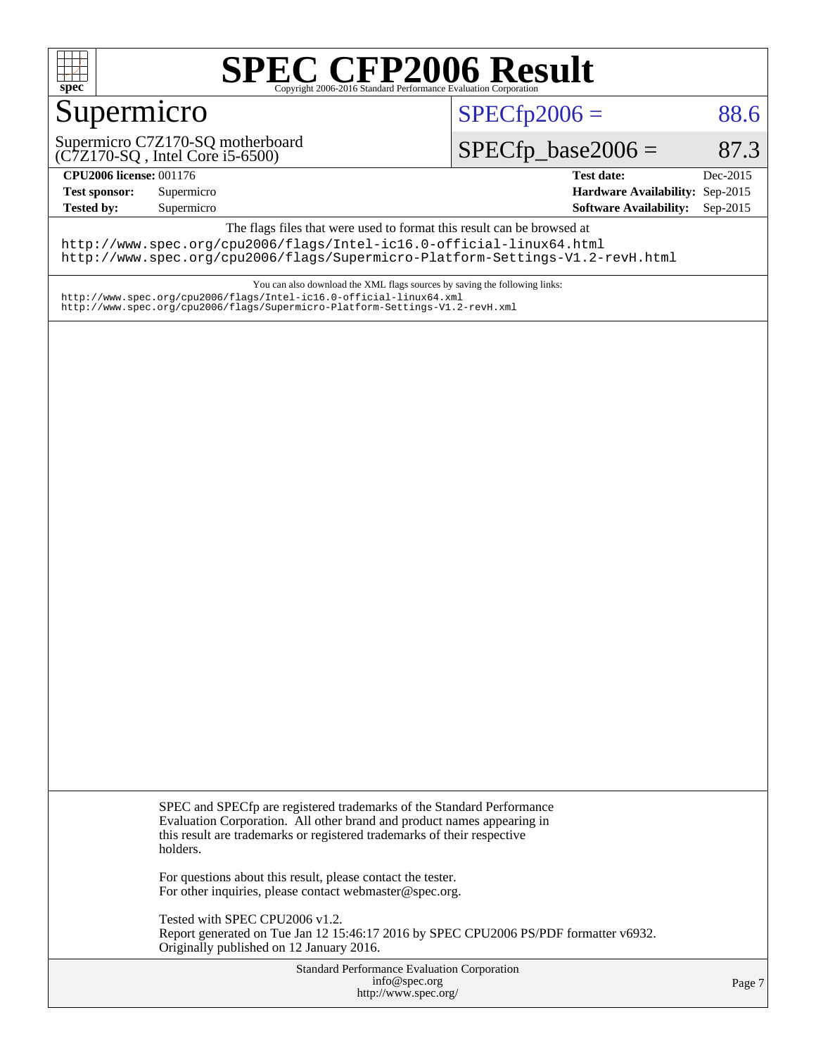# SPEC CFP2006 Result

Copyright 2006-2016 Standard Performance Evaluation Corporation

## Supermicro

Supermicro C7Z170-SQ motherboard
(C7Z170-SQ , Intel Core i5-6500)

SPECfp2006 = 88.6

SPECfp_base2006 = 87.3

| | | | |
|---|---|---|---|
| **CPU2006 license:** 001176 | | **Test date:** | Dec-2015 |
| **Test sponsor:** | Supermicro | **Hardware Availability:** | Sep-2015 |
| **Tested by:** | Supermicro | **Software Availability:** | Sep-2015 |

The flags files that were used to format this result can be browsed at
http://www.spec.org/cpu2006/flags/Intel-ic16.0-official-linux64.html
http://www.spec.org/cpu2006/flags/Supermicro-Platform-Settings-V1.2-revH.html

You can also download the XML flags sources by saving the following links:
http://www.spec.org/cpu2006/flags/Intel-ic16.0-official-linux64.xml
http://www.spec.org/cpu2006/flags/Supermicro-Platform-Settings-V1.2-revH.xml

SPEC and SPECfp are registered trademarks of the Standard Performance Evaluation Corporation. All other brand and product names appearing in this result are trademarks or registered trademarks of their respective holders.

For questions about this result, please contact the tester.
For other inquiries, please contact webmaster@spec.org.

Tested with SPEC CPU2006 v1.2.
Report generated on Tue Jan 12 15:46:17 2016 by SPEC CPU2006 PS/PDF formatter v6932.
Originally published on 12 January 2016.